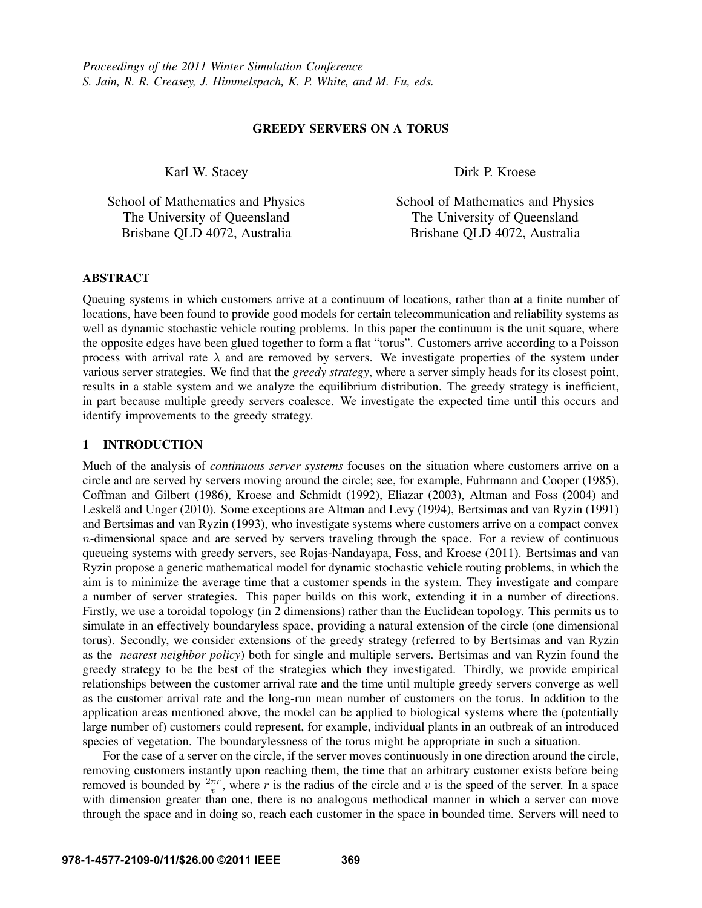*Proceedings of the 2011 Winter Simulation Conference*
*S. Jain, R. R. Creasey, J. Himmelspach, K. P. White, and M. Fu, eds.*

# GREEDY SERVERS ON A TORUS

Karl W. Stacey

School of Mathematics and Physics
The University of Queensland
Brisbane QLD 4072, Australia

Dirk P. Kroese

School of Mathematics and Physics
The University of Queensland
Brisbane QLD 4072, Australia

## ABSTRACT

Queuing systems in which customers arrive at a continuum of locations, rather than at a finite number of locations, have been found to provide good models for certain telecommunication and reliability systems as well as dynamic stochastic vehicle routing problems. In this paper the continuum is the unit square, where the opposite edges have been glued together to form a flat "torus". Customers arrive according to a Poisson process with arrival rate $\lambda$ and are removed by servers. We investigate properties of the system under various server strategies. We find that the *greedy strategy*, where a server simply heads for its closest point, results in a stable system and we analyze the equilibrium distribution. The greedy strategy is inefficient, in part because multiple greedy servers coalesce. We investigate the expected time until this occurs and identify improvements to the greedy strategy.

## 1 INTRODUCTION

Much of the analysis of *continuous server systems* focuses on the situation where customers arrive on a circle and are served by servers moving around the circle; see, for example, Fuhrmann and Cooper (1985), Coffman and Gilbert (1986), Kroese and Schmidt (1992), Eliazar (2003), Altman and Foss (2004) and Leskelä and Unger (2010). Some exceptions are Altman and Levy (1994), Bertsimas and van Ryzin (1991) and Bertsimas and van Ryzin (1993), who investigate systems where customers arrive on a compact convex $n$-dimensional space and are served by servers traveling through the space. For a review of continuous queueing systems with greedy servers, see Rojas-Nandayapa, Foss, and Kroese (2011). Bertsimas and van Ryzin propose a generic mathematical model for dynamic stochastic vehicle routing problems, in which the aim is to minimize the average time that a customer spends in the system. They investigate and compare a number of server strategies. This paper builds on this work, extending it in a number of directions. Firstly, we use a toroidal topology (in 2 dimensions) rather than the Euclidean topology. This permits us to simulate in an effectively boundaryless space, providing a natural extension of the circle (one dimensional torus). Secondly, we consider extensions of the greedy strategy (referred to by Bertsimas and van Ryzin as the *nearest neighbor policy*) both for single and multiple servers. Bertsimas and van Ryzin found the greedy strategy to be the best of the strategies which they investigated. Thirdly, we provide empirical relationships between the customer arrival rate and the time until multiple greedy servers converge as well as the customer arrival rate and the long-run mean number of customers on the torus. In addition to the application areas mentioned above, the model can be applied to biological systems where the (potentially large number of) customers could represent, for example, individual plants in an outbreak of an introduced species of vegetation. The boundarylessness of the torus might be appropriate in such a situation.

For the case of a server on the circle, if the server moves continuously in one direction around the circle, removing customers instantly upon reaching them, the time that an arbitrary customer exists before being removed is bounded by $\frac{2\pi r}{v}$, where $r$ is the radius of the circle and $v$ is the speed of the server. In a space with dimension greater than one, there is no analogous methodical manner in which a server can move through the space and in doing so, reach each customer in the space in bounded time. Servers will need to

978-1-4577-2109-0/11/$26.00 ©2011 IEEE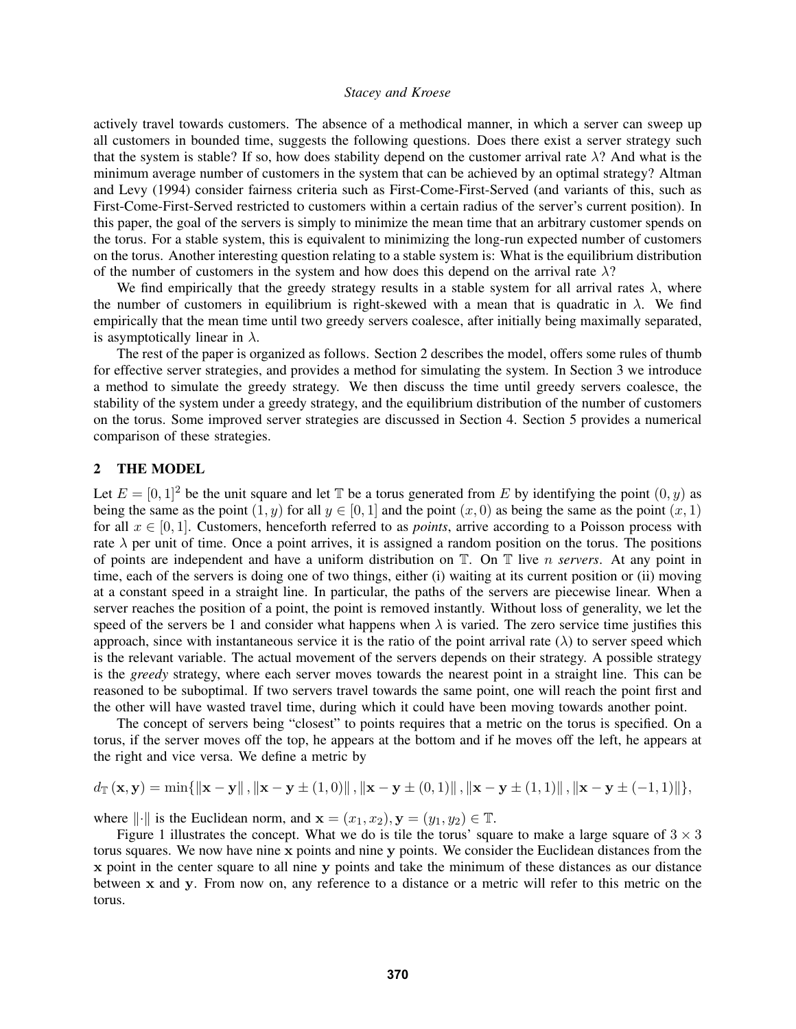actively travel towards customers. The absence of a methodical manner, in which a server can sweep up all customers in bounded time, suggests the following questions. Does there exist a server strategy such that the system is stable? If so, how does stability depend on the customer arrival rate $\lambda$? And what is the minimum average number of customers in the system that can be achieved by an optimal strategy? Altman and Levy (1994) consider fairness criteria such as First-Come-First-Served (and variants of this, such as First-Come-First-Served restricted to customers within a certain radius of the server's current position). In this paper, the goal of the servers is simply to minimize the mean time that an arbitrary customer spends on the torus. For a stable system, this is equivalent to minimizing the long-run expected number of customers on the torus. Another interesting question relating to a stable system is: What is the equilibrium distribution of the number of customers in the system and how does this depend on the arrival rate $\lambda$?

We find empirically that the greedy strategy results in a stable system for all arrival rates $\lambda$, where the number of customers in equilibrium is right-skewed with a mean that is quadratic in $\lambda$. We find empirically that the mean time until two greedy servers coalesce, after initially being maximally separated, is asymptotically linear in $\lambda$.

The rest of the paper is organized as follows. Section 2 describes the model, offers some rules of thumb for effective server strategies, and provides a method for simulating the system. In Section 3 we introduce a method to simulate the greedy strategy. We then discuss the time until greedy servers coalesce, the stability of the system under a greedy strategy, and the equilibrium distribution of the number of customers on the torus. Some improved server strategies are discussed in Section 4. Section 5 provides a numerical comparison of these strategies.

## 2 THE MODEL

Let $E = [0,1]^2$ be the unit square and let $\mathbb{T}$ be a torus generated from $E$ by identifying the point $(0, y)$ as being the same as the point $(1, y)$ for all $y \in [0,1]$ and the point $(x, 0)$ as being the same as the point $(x, 1)$ for all $x \in [0,1]$. Customers, henceforth referred to as *points*, arrive according to a Poisson process with rate $\lambda$ per unit of time. Once a point arrives, it is assigned a random position on the torus. The positions of points are independent and have a uniform distribution on $\mathbb{T}$. On $\mathbb{T}$ live $n$ *servers*. At any point in time, each of the servers is doing one of two things, either (i) waiting at its current position or (ii) moving at a constant speed in a straight line. In particular, the paths of the servers are piecewise linear. When a server reaches the position of a point, the point is removed instantly. Without loss of generality, we let the speed of the servers be 1 and consider what happens when $\lambda$ is varied. The zero service time justifies this approach, since with instantaneous service it is the ratio of the point arrival rate ($\lambda$) to server speed which is the relevant variable. The actual movement of the servers depends on their strategy. A possible strategy is the *greedy* strategy, where each server moves towards the nearest point in a straight line. This can be reasoned to be suboptimal. If two servers travel towards the same point, one will reach the point first and the other will have wasted travel time, during which it could have been moving towards another point.

The concept of servers being "closest" to points requires that a metric on the torus is specified. On a torus, if the server moves off the top, he appears at the bottom and if he moves off the left, he appears at the right and vice versa. We define a metric by

$$d_{\mathbb{T}}(\mathbf{x}, \mathbf{y}) = \min\{\|\mathbf{x}-\mathbf{y}\|, \|\mathbf{x}-\mathbf{y} \pm (1,0)\|, \|\mathbf{x}-\mathbf{y} \pm (0,1)\|, \|\mathbf{x}-\mathbf{y} \pm (1,1)\|, \|\mathbf{x}-\mathbf{y} \pm (-1,1)\|\},$$

where $\|\cdot\|$ is the Euclidean norm, and $\mathbf{x} = (x_1, x_2), \mathbf{y} = (y_1, y_2) \in \mathbb{T}$.

Figure 1 illustrates the concept. What we do is tile the torus' square to make a large square of $3 \times 3$ torus squares. We now have nine $\mathbf{x}$ points and nine $\mathbf{y}$ points. We consider the Euclidean distances from the $\mathbf{x}$ point in the center square to all nine $\mathbf{y}$ points and take the minimum of these distances as our distance between $\mathbf{x}$ and $\mathbf{y}$. From now on, any reference to a distance or a metric will refer to this metric on the torus.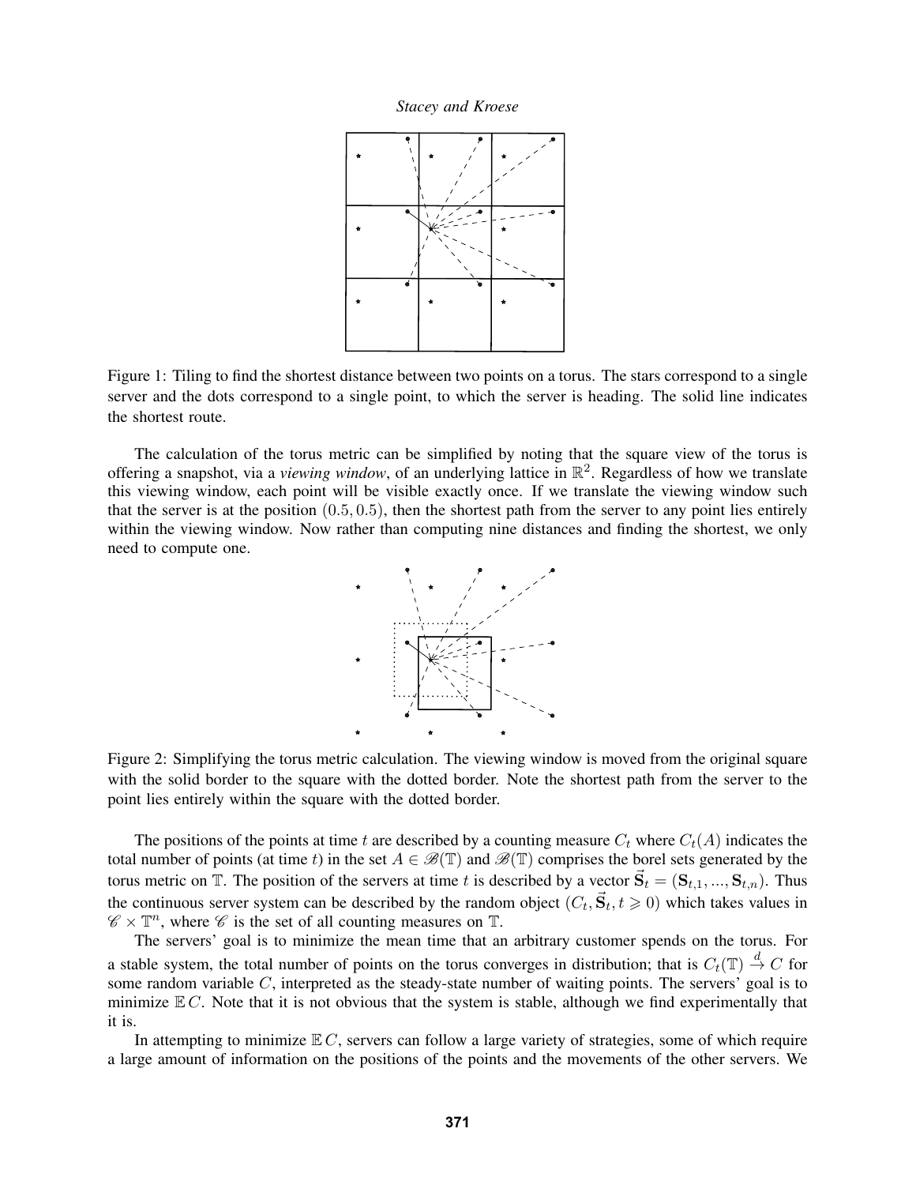Figure 1: Tiling to find the shortest distance between two points on a torus. The stars correspond to a single server and the dots correspond to a single point, to which the server is heading. The solid line indicates the shortest route.

The calculation of the torus metric can be simplified by noting that the square view of the torus is offering a snapshot, via a *viewing window*, of an underlying lattice in $\mathbb{R}^2$. Regardless of how we translate this viewing window, each point will be visible exactly once. If we translate the viewing window such that the server is at the position $(0.5, 0.5)$, then the shortest path from the server to any point lies entirely within the viewing window. Now rather than computing nine distances and finding the shortest, we only need to compute one.

Figure 2: Simplifying the torus metric calculation. The viewing window is moved from the original square with the solid border to the square with the dotted border. Note the shortest path from the server to the point lies entirely within the square with the dotted border.

The positions of the points at time $t$ are described by a counting measure $C_t$ where $C_t(A)$ indicates the total number of points (at time $t$) in the set $A \in \mathscr{B}(\mathbb{T})$ and $\mathscr{B}(\mathbb{T})$ comprises the borel sets generated by the torus metric on $\mathbb{T}$. The position of the servers at time $t$ is described by a vector $\vec{\mathbf{S}}_t = (\mathbf{S}_{t,1}, ..., \mathbf{S}_{t,n})$. Thus the continuous server system can be described by the random object $(C_t, \vec{\mathbf{S}}_t, t \geqslant 0)$ which takes values in $\mathscr{C} \times \mathbb{T}^n$, where $\mathscr{C}$ is the set of all counting measures on $\mathbb{T}$.

The servers' goal is to minimize the mean time that an arbitrary customer spends on the torus. For a stable system, the total number of points on the torus converges in distribution; that is $C_t(\mathbb{T}) \xrightarrow{d} C$ for some random variable $C$, interpreted as the steady-state number of waiting points. The servers' goal is to minimize $\mathbb{E}\, C$. Note that it is not obvious that the system is stable, although we find experimentally that it is.

In attempting to minimize $\mathbb{E}\, C$, servers can follow a large variety of strategies, some of which require a large amount of information on the positions of the points and the movements of the other servers. We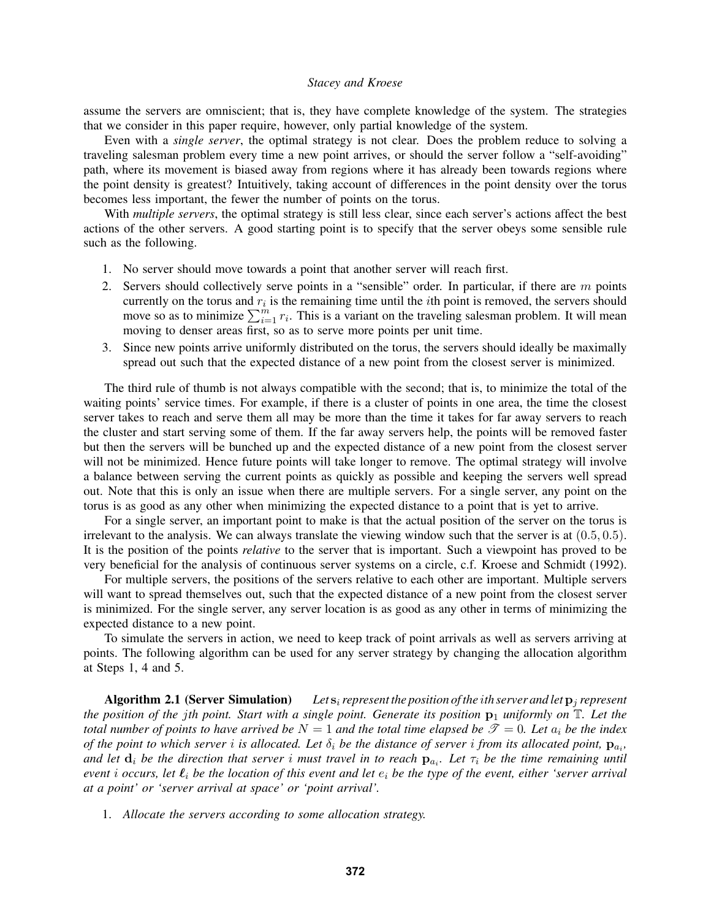assume the servers are omniscient; that is, they have complete knowledge of the system. The strategies that we consider in this paper require, however, only partial knowledge of the system.

Even with a *single server*, the optimal strategy is not clear. Does the problem reduce to solving a traveling salesman problem every time a new point arrives, or should the server follow a "self-avoiding" path, where its movement is biased away from regions where it has already been towards regions where the point density is greatest? Intuitively, taking account of differences in the point density over the torus becomes less important, the fewer the number of points on the torus.

With *multiple servers*, the optimal strategy is still less clear, since each server's actions affect the best actions of the other servers. A good starting point is to specify that the server obeys some sensible rule such as the following.

1. No server should move towards a point that another server will reach first.
2. Servers should collectively serve points in a "sensible" order. In particular, if there are $m$ points currently on the torus and $r_i$ is the remaining time until the $i$th point is removed, the servers should move so as to minimize $\sum_{i=1}^{m} r_i$. This is a variant on the traveling salesman problem. It will mean moving to denser areas first, so as to serve more points per unit time.
3. Since new points arrive uniformly distributed on the torus, the servers should ideally be maximally spread out such that the expected distance of a new point from the closest server is minimized.

The third rule of thumb is not always compatible with the second; that is, to minimize the total of the waiting points' service times. For example, if there is a cluster of points in one area, the time the closest server takes to reach and serve them all may be more than the time it takes for far away servers to reach the cluster and start serving some of them. If the far away servers help, the points will be removed faster but then the servers will be bunched up and the expected distance of a new point from the closest server will not be minimized. Hence future points will take longer to remove. The optimal strategy will involve a balance between serving the current points as quickly as possible and keeping the servers well spread out. Note that this is only an issue when there are multiple servers. For a single server, any point on the torus is as good as any other when minimizing the expected distance to a point that is yet to arrive.

For a single server, an important point to make is that the actual position of the server on the torus is irrelevant to the analysis. We can always translate the viewing window such that the server is at $(0.5, 0.5)$. It is the position of the points *relative* to the server that is important. Such a viewpoint has proved to be very beneficial for the analysis of continuous server systems on a circle, c.f. Kroese and Schmidt (1992).

For multiple servers, the positions of the servers relative to each other are important. Multiple servers will want to spread themselves out, such that the expected distance of a new point from the closest server is minimized. For the single server, any server location is as good as any other in terms of minimizing the expected distance to a new point.

To simulate the servers in action, we need to keep track of point arrivals as well as servers arriving at points. The following algorithm can be used for any server strategy by changing the allocation algorithm at Steps 1, 4 and 5.

**Algorithm 2.1 (Server Simulation)** *Let $\mathbf{s}_i$ represent the position of the $i$th server and let $\mathbf{p}_j$ represent the position of the $j$th point. Start with a single point. Generate its position $\mathbf{p}_1$ uniformly on $\mathbb{T}$. Let the total number of points to have arrived be $N = 1$ and the total time elapsed be $\mathscr{T} = 0$. Let $a_i$ be the index of the point to which server $i$ is allocated. Let $\delta_i$ be the distance of server $i$ from its allocated point, $\mathbf{p}_{a_i}$, and let $\mathbf{d}_i$ be the direction that server $i$ must travel in to reach $\mathbf{p}_{a_i}$. Let $\tau_i$ be the time remaining until event $i$ occurs, let $\boldsymbol{\ell}_i$ be the location of this event and let $e_i$ be the type of the event, either 'server arrival at a point' or 'server arrival at space' or 'point arrival'.*

1. *Allocate the servers according to some allocation strategy.*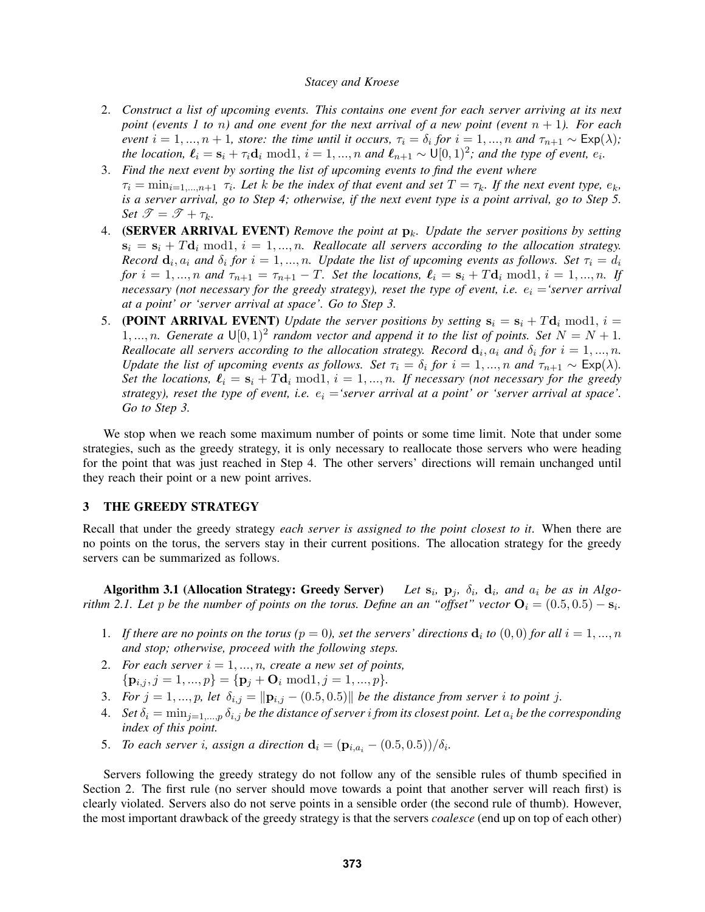2. *Construct a list of upcoming events. This contains one event for each server arriving at its next point (events 1 to $n$) and one event for the next arrival of a new point (event $n+1$). For each event $i = 1,...,n+1$, store: the time until it occurs, $\tau_i = \delta_i$ for $i = 1,...,n$ and $\tau_{n+1} \sim \mathsf{Exp}(\lambda)$; the location, $\boldsymbol{\ell}_i = \mathbf{s}_i + \tau_i \mathbf{d}_i \bmod 1$, $i = 1,...,n$ and $\boldsymbol{\ell}_{n+1} \sim \mathsf{U}[0,1)^2$; and the type of event, $e_i$.*
3. *Find the next event by sorting the list of upcoming events to find the event where $\tau_i = \min_{i=1,...,n+1} \tau_i$. Let $k$ be the index of that event and set $T = \tau_k$. If the next event type, $e_k$, is a server arrival, go to Step 4; otherwise, if the next event type is a point arrival, go to Step 5. Set $\mathscr{T} = \mathscr{T} + \tau_k$.*
4. **(SERVER ARRIVAL EVENT)** *Remove the point at $\mathbf{p}_k$. Update the server positions by setting $\mathbf{s}_i = \mathbf{s}_i + T\mathbf{d}_i \bmod 1$, $i = 1,...,n$. Reallocate all servers according to the allocation strategy. Record $\mathbf{d}_i, a_i$ and $\delta_i$ for $i = 1,...,n$. Update the list of upcoming events as follows. Set $\tau_i = d_i$ for $i = 1,...,n$ and $\tau_{n+1} = \tau_{n+1} - T$. Set the locations, $\boldsymbol{\ell}_i = \mathbf{s}_i + T\mathbf{d}_i \bmod 1$, $i = 1,...,n$. If necessary (not necessary for the greedy strategy), reset the type of event, i.e. $e_i =$'server arrival at a point' or 'server arrival at space'. Go to Step 3.*
5. **(POINT ARRIVAL EVENT)** *Update the server positions by setting $\mathbf{s}_i = \mathbf{s}_i + T\mathbf{d}_i \bmod 1$, $i = 1,...,n$. Generate a $\mathsf{U}[0,1)^2$ random vector and append it to the list of points. Set $N = N+1$. Reallocate all servers according to the allocation strategy. Record $\mathbf{d}_i, a_i$ and $\delta_i$ for $i = 1,...,n$. Update the list of upcoming events as follows. Set $\tau_i = \delta_i$ for $i = 1,...,n$ and $\tau_{n+1} \sim \mathsf{Exp}(\lambda)$. Set the locations, $\boldsymbol{\ell}_i = \mathbf{s}_i + T\mathbf{d}_i \bmod 1$, $i = 1,...,n$. If necessary (not necessary for the greedy strategy), reset the type of event, i.e. $e_i =$'server arrival at a point' or 'server arrival at space'. Go to Step 3.*

We stop when we reach some maximum number of points or some time limit. Note that under some strategies, such as the greedy strategy, it is only necessary to reallocate those servers who were heading for the point that was just reached in Step 4. The other servers' directions will remain unchanged until they reach their point or a new point arrives.

## 3 THE GREEDY STRATEGY

Recall that under the greedy strategy *each server is assigned to the point closest to it*. When there are no points on the torus, the servers stay in their current positions. The allocation strategy for the greedy servers can be summarized as follows.

**Algorithm 3.1 (Allocation Strategy: Greedy Server)** *Let $\mathbf{s}_i$, $\mathbf{p}_j$, $\delta_i$, $\mathbf{d}_i$, and $a_i$ be as in Algorithm 2.1. Let $p$ be the number of points on the torus. Define an an "offset" vector $\mathbf{O}_i = (0.5, 0.5) - \mathbf{s}_i$.*

1. *If there are no points on the torus ($p = 0$), set the servers' directions $\mathbf{d}_i$ to $(0,0)$ for all $i = 1,...,n$ and stop; otherwise, proceed with the following steps.*
2. *For each server $i = 1,...,n$, create a new set of points, $\{\mathbf{p}_{i,j}, j = 1,...,p\} = \{\mathbf{p}_j + \mathbf{O}_i \bmod 1, j = 1,...,p\}$.*
3. *For $j = 1,...,p$, let $\delta_{i,j} = \|\mathbf{p}_{i,j} - (0.5, 0.5)\|$ be the distance from server $i$ to point $j$.*
4. *Set $\delta_i = \min_{j=1,...,p} \delta_{i,j}$ be the distance of server $i$ from its closest point. Let $a_i$ be the corresponding index of this point.*
5. *To each server $i$, assign a direction $\mathbf{d}_i = (\mathbf{p}_{i,a_i} - (0.5, 0.5))/\delta_i$.*

Servers following the greedy strategy do not follow any of the sensible rules of thumb specified in Section 2. The first rule (no server should move towards a point that another server will reach first) is clearly violated. Servers also do not serve points in a sensible order (the second rule of thumb). However, the most important drawback of the greedy strategy is that the servers *coalesce* (end up on top of each other)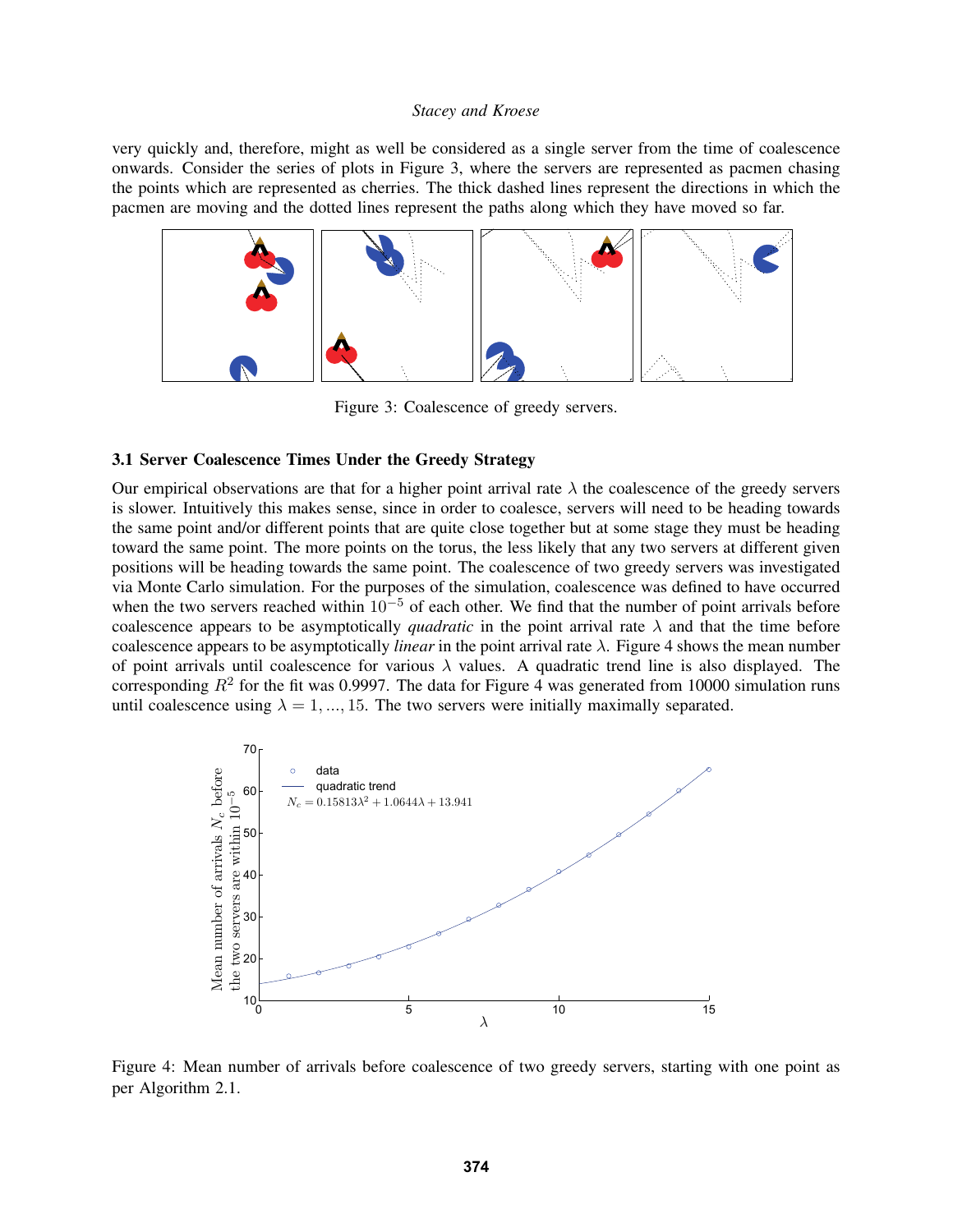very quickly and, therefore, might as well be considered as a single server from the time of coalescence onwards. Consider the series of plots in Figure 3, where the servers are represented as pacmen chasing the points which are represented as cherries. The thick dashed lines represent the directions in which the pacmen are moving and the dotted lines represent the paths along which they have moved so far.

Figure 3: Coalescence of greedy servers.

### 3.1 Server Coalescence Times Under the Greedy Strategy

Our empirical observations are that for a higher point arrival rate $\lambda$ the coalescence of the greedy servers is slower. Intuitively this makes sense, since in order to coalesce, servers will need to be heading towards the same point and/or different points that are quite close together but at some stage they must be heading toward the same point. The more points on the torus, the less likely that any two servers at different given positions will be heading towards the same point. The coalescence of two greedy servers was investigated via Monte Carlo simulation. For the purposes of the simulation, coalescence was defined to have occurred when the two servers reached within $10^{-5}$ of each other. We find that the number of point arrivals before coalescence appears to be asymptotically *quadratic* in the point arrival rate $\lambda$ and that the time before coalescence appears to be asymptotically *linear* in the point arrival rate $\lambda$. Figure 4 shows the mean number of point arrivals until coalescence for various $\lambda$ values. A quadratic trend line is also displayed. The corresponding $R^2$ for the fit was 0.9997. The data for Figure 4 was generated from 10000 simulation runs until coalescence using $\lambda = 1, ..., 15$. The two servers were initially maximally separated.

Figure 4: Mean number of arrivals before coalescence of two greedy servers, starting with one point as per Algorithm 2.1.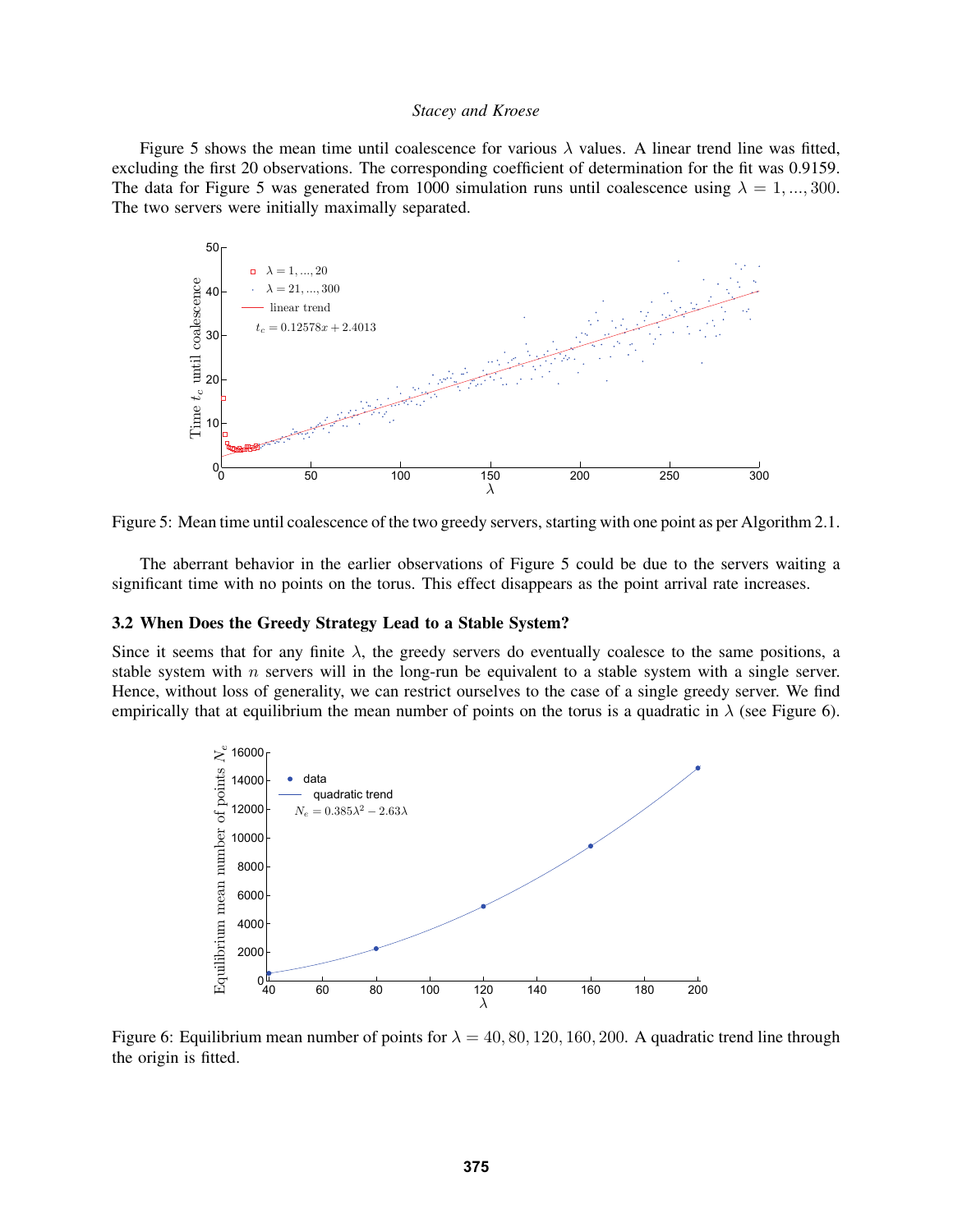Figure 5 shows the mean time until coalescence for various $\lambda$ values. A linear trend line was fitted, excluding the first 20 observations. The corresponding coefficient of determination for the fit was 0.9159. The data for Figure 5 was generated from 1000 simulation runs until coalescence using $\lambda = 1, ..., 300$. The two servers were initially maximally separated.

Figure 5: Mean time until coalescence of the two greedy servers, starting with one point as per Algorithm 2.1.

The aberrant behavior in the earlier observations of Figure 5 could be due to the servers waiting a significant time with no points on the torus. This effect disappears as the point arrival rate increases.

### 3.2 When Does the Greedy Strategy Lead to a Stable System?

Since it seems that for any finite $\lambda$, the greedy servers do eventually coalesce to the same positions, a stable system with $n$ servers will in the long-run be equivalent to a stable system with a single server. Hence, without loss of generality, we can restrict ourselves to the case of a single greedy server. We find empirically that at equilibrium the mean number of points on the torus is a quadratic in $\lambda$ (see Figure 6).

Figure 6: Equilibrium mean number of points for $\lambda = 40, 80, 120, 160, 200$. A quadratic trend line through the origin is fitted.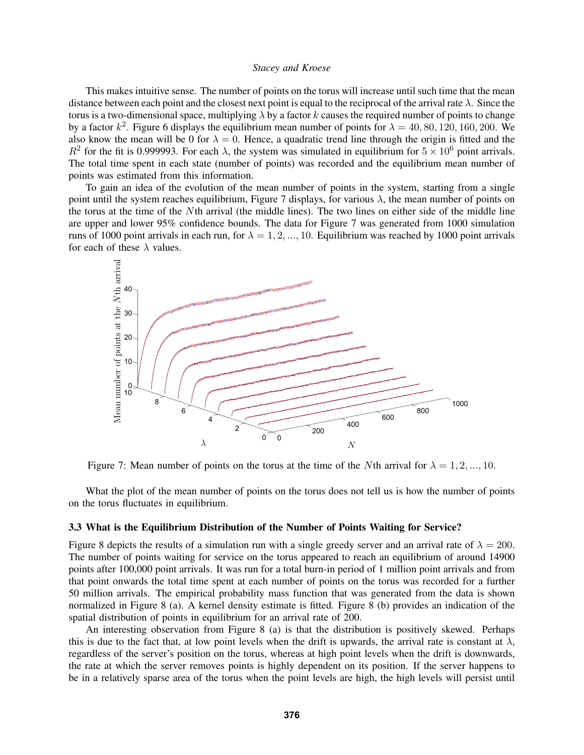This makes intuitive sense. The number of points on the torus will increase until such time that the mean distance between each point and the closest next point is equal to the reciprocal of the arrival rate $\lambda$. Since the torus is a two-dimensional space, multiplying $\lambda$ by a factor $k$ causes the required number of points to change by a factor $k^2$. Figure 6 displays the equilibrium mean number of points for $\lambda = 40, 80, 120, 160, 200$. We also know the mean will be 0 for $\lambda = 0$. Hence, a quadratic trend line through the origin is fitted and the $R^2$ for the fit is 0.999993. For each $\lambda$, the system was simulated in equilibrium for $5 \times 10^6$ point arrivals. The total time spent in each state (number of points) was recorded and the equilibrium mean number of points was estimated from this information.

To gain an idea of the evolution of the mean number of points in the system, starting from a single point until the system reaches equilibrium, Figure 7 displays, for various $\lambda$, the mean number of points on the torus at the time of the $N$th arrival (the middle lines). The two lines on either side of the middle line are upper and lower 95% confidence bounds. The data for Figure 7 was generated from 1000 simulation runs of 1000 point arrivals in each run, for $\lambda = 1, 2, ..., 10$. Equilibrium was reached by 1000 point arrivals for each of these $\lambda$ values.

Figure 7: Mean number of points on the torus at the time of the $N$th arrival for $\lambda = 1, 2, ..., 10$.

What the plot of the mean number of points on the torus does not tell us is how the number of points on the torus fluctuates in equilibrium.

### 3.3 What is the Equilibrium Distribution of the Number of Points Waiting for Service?

Figure 8 depicts the results of a simulation run with a single greedy server and an arrival rate of $\lambda = 200$. The number of points waiting for service on the torus appeared to reach an equilibrium of around 14900 points after 100,000 point arrivals. It was run for a total burn-in period of 1 million point arrivals and from that point onwards the total time spent at each number of points on the torus was recorded for a further 50 million arrivals. The empirical probability mass function that was generated from the data is shown normalized in Figure 8 (a). A kernel density estimate is fitted. Figure 8 (b) provides an indication of the spatial distribution of points in equilibrium for an arrival rate of 200.

An interesting observation from Figure 8 (a) is that the distribution is positively skewed. Perhaps this is due to the fact that, at low point levels when the drift is upwards, the arrival rate is constant at $\lambda$, regardless of the server's position on the torus, whereas at high point levels when the drift is downwards, the rate at which the server removes points is highly dependent on its position. If the server happens to be in a relatively sparse area of the torus when the point levels are high, the high levels will persist until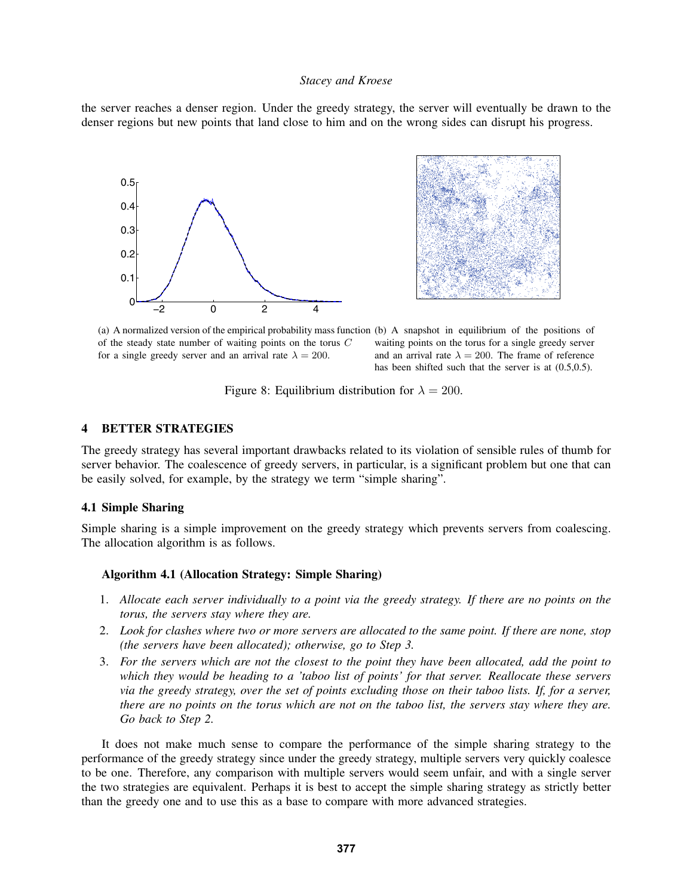the server reaches a denser region. Under the greedy strategy, the server will eventually be drawn to the denser regions but new points that land close to him and on the wrong sides can disrupt his progress.

(a) A normalized version of the empirical probability mass function of the steady state number of waiting points on the torus $C$ for a single greedy server and an arrival rate $\lambda = 200$.

(b) A snapshot in equilibrium of the positions of waiting points on the torus for a single greedy server and an arrival rate $\lambda = 200$. The frame of reference has been shifted such that the server is at (0.5,0.5).

Figure 8: Equilibrium distribution for $\lambda = 200$.

## 4 BETTER STRATEGIES

The greedy strategy has several important drawbacks related to its violation of sensible rules of thumb for server behavior. The coalescence of greedy servers, in particular, is a significant problem but one that can be easily solved, for example, by the strategy we term "simple sharing".

### 4.1 Simple Sharing

Simple sharing is a simple improvement on the greedy strategy which prevents servers from coalescing. The allocation algorithm is as follows.

**Algorithm 4.1 (Allocation Strategy: Simple Sharing)**

1. *Allocate each server individually to a point via the greedy strategy. If there are no points on the torus, the servers stay where they are.*
2. *Look for clashes where two or more servers are allocated to the same point. If there are none, stop (the servers have been allocated); otherwise, go to Step 3.*
3. *For the servers which are not the closest to the point they have been allocated, add the point to which they would be heading to a 'taboo list of points' for that server. Reallocate these servers via the greedy strategy, over the set of points excluding those on their taboo lists. If, for a server, there are no points on the torus which are not on the taboo list, the servers stay where they are. Go back to Step 2.*

It does not make much sense to compare the performance of the simple sharing strategy to the performance of the greedy strategy since under the greedy strategy, multiple servers very quickly coalesce to be one. Therefore, any comparison with multiple servers would seem unfair, and with a single server the two strategies are equivalent. Perhaps it is best to accept the simple sharing strategy as strictly better than the greedy one and to use this as a base to compare with more advanced strategies.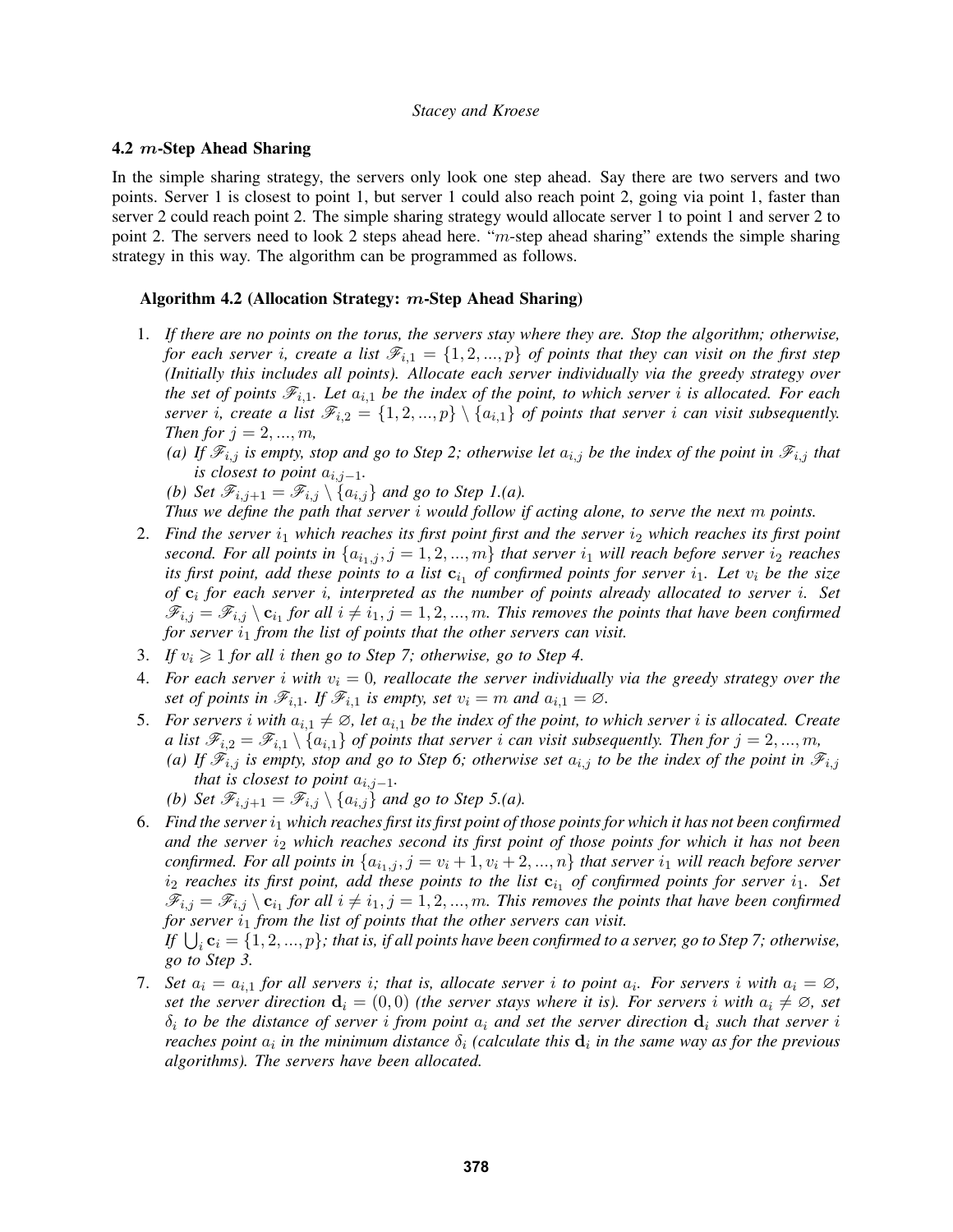### 4.2 $m$-Step Ahead Sharing

In the simple sharing strategy, the servers only look one step ahead. Say there are two servers and two points. Server 1 is closest to point 1, but server 1 could also reach point 2, going via point 1, faster than server 2 could reach point 2. The simple sharing strategy would allocate server 1 to point 1 and server 2 to point 2. The servers need to look 2 steps ahead here. "$m$-step ahead sharing" extends the simple sharing strategy in this way. The algorithm can be programmed as follows.

**Algorithm 4.2 (Allocation Strategy: $m$-Step Ahead Sharing)**

1. *If there are no points on the torus, the servers stay where they are. Stop the algorithm; otherwise, for each server $i$, create a list $\mathscr{F}_{i,1} = \{1, 2, ..., p\}$ of points that they can visit on the first step (Initially this includes all points). Allocate each server individually via the greedy strategy over the set of points $\mathscr{F}_{i,1}$. Let $a_{i,1}$ be the index of the point, to which server $i$ is allocated. For each server $i$, create a list $\mathscr{F}_{i,2} = \{1, 2, ..., p\} \setminus \{a_{i,1}\}$ of points that server $i$ can visit subsequently. Then for $j = 2, ..., m$,*
   - *(a) If $\mathscr{F}_{i,j}$ is empty, stop and go to Step 2; otherwise let $a_{i,j}$ be the index of the point in $\mathscr{F}_{i,j}$ that is closest to point $a_{i,j-1}$.*
   - *(b) Set $\mathscr{F}_{i,j+1} = \mathscr{F}_{i,j} \setminus \{a_{i,j}\}$ and go to Step 1.(a).*

   *Thus we define the path that server $i$ would follow if acting alone, to serve the next $m$ points.*
2. *Find the server $i_1$ which reaches its first point first and the server $i_2$ which reaches its first point second. For all points in $\{a_{i_1,j}, j = 1, 2, ..., m\}$ that server $i_1$ will reach before server $i_2$ reaches its first point, add these points to a list $\mathbf{c}_{i_1}$ of confirmed points for server $i_1$. Let $v_i$ be the size of $\mathbf{c}_i$ for each server $i$, interpreted as the number of points already allocated to server $i$. Set $\mathscr{F}_{i,j} = \mathscr{F}_{i,j} \setminus \mathbf{c}_{i_1}$ for all $i \neq i_1, j = 1, 2, ..., m$. This removes the points that have been confirmed for server $i_1$ from the list of points that the other servers can visit.*
3. *If $v_i \geqslant 1$ for all $i$ then go to Step 7; otherwise, go to Step 4.*
4. *For each server $i$ with $v_i = 0$, reallocate the server individually via the greedy strategy over the set of points in $\mathscr{F}_{i,1}$. If $\mathscr{F}_{i,1}$ is empty, set $v_i = m$ and $a_{i,1} = \varnothing$.*
5. *For servers $i$ with $a_{i,1} \neq \varnothing$, let $a_{i,1}$ be the index of the point, to which server $i$ is allocated. Create a list $\mathscr{F}_{i,2} = \mathscr{F}_{i,1} \setminus \{a_{i,1}\}$ of points that server $i$ can visit subsequently. Then for $j = 2, ..., m$,*
   - *(a) If $\mathscr{F}_{i,j}$ is empty, stop and go to Step 6; otherwise set $a_{i,j}$ to be the index of the point in $\mathscr{F}_{i,j}$ that is closest to point $a_{i,j-1}$.*
   - *(b) Set $\mathscr{F}_{i,j+1} = \mathscr{F}_{i,j} \setminus \{a_{i,j}\}$ and go to Step 5.(a).*
6. *Find the server $i_1$ which reaches first its first point of those points for which it has not been confirmed and the server $i_2$ which reaches second its first point of those points for which it has not been confirmed. For all points in $\{a_{i_1,j}, j = v_i + 1, v_i + 2, ..., n\}$ that server $i_1$ will reach before server $i_2$ reaches its first point, add these points to the list $\mathbf{c}_{i_1}$ of confirmed points for server $i_1$. Set $\mathscr{F}_{i,j} = \mathscr{F}_{i,j} \setminus \mathbf{c}_{i_1}$ for all $i \neq i_1, j = 1, 2, ..., m$. This removes the points that have been confirmed for server $i_1$ from the list of points that the other servers can visit.*

   *If $\bigcup_i \mathbf{c}_i = \{1, 2, ..., p\}$; that is, if all points have been confirmed to a server, go to Step 7; otherwise, go to Step 3.*
7. *Set $a_i = a_{i,1}$ for all servers $i$; that is, allocate server $i$ to point $a_i$. For servers $i$ with $a_i = \varnothing$, set the server direction $\mathbf{d}_i = (0, 0)$ (the server stays where it is). For servers $i$ with $a_i \neq \varnothing$, set $\delta_i$ to be the distance of server $i$ from point $a_i$ and set the server direction $\mathbf{d}_i$ such that server $i$ reaches point $a_i$ in the minimum distance $\delta_i$ (calculate this $\mathbf{d}_i$ in the same way as for the previous algorithms). The servers have been allocated.*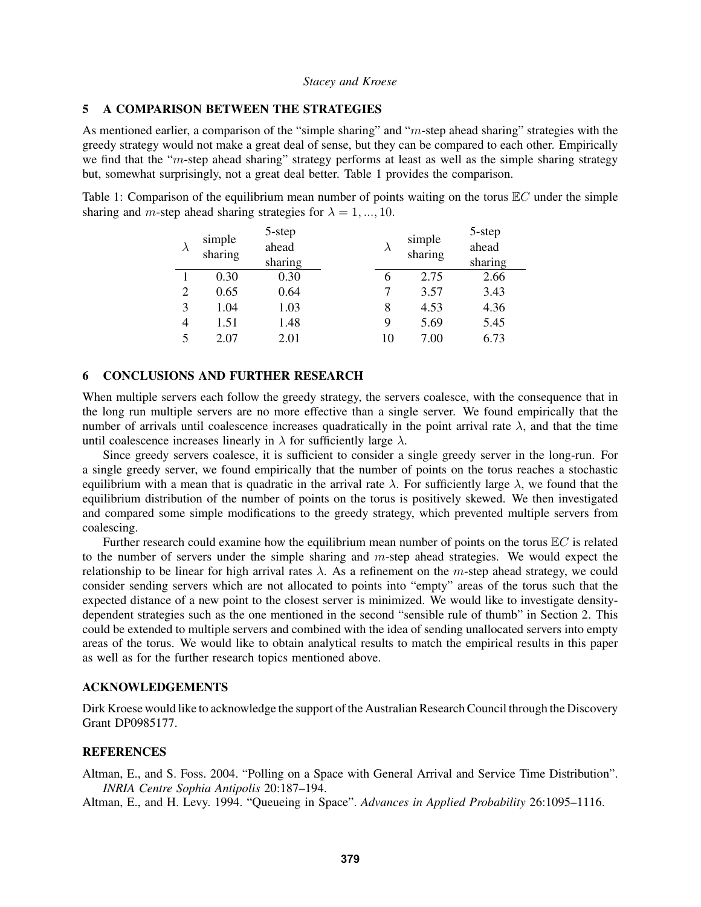## 5 A COMPARISON BETWEEN THE STRATEGIES

As mentioned earlier, a comparison of the "simple sharing" and "$m$-step ahead sharing" strategies with the greedy strategy would not make a great deal of sense, but they can be compared to each other. Empirically we find that the "$m$-step ahead sharing" strategy performs at least as well as the simple sharing strategy but, somewhat surprisingly, not a great deal better. Table 1 provides the comparison.

Table 1: Comparison of the equilibrium mean number of points waiting on the torus $\mathbb{E}C$ under the simple sharing and $m$-step ahead sharing strategies for $\lambda = 1, ..., 10$.

| $\lambda$ | simple sharing | 5-step ahead sharing | $\lambda$ | simple sharing | 5-step ahead sharing |
|---|---|---|---|---|---|
| 1 | 0.30 | 0.30 | 6 | 2.75 | 2.66 |
| 2 | 0.65 | 0.64 | 7 | 3.57 | 3.43 |
| 3 | 1.04 | 1.03 | 8 | 4.53 | 4.36 |
| 4 | 1.51 | 1.48 | 9 | 5.69 | 5.45 |
| 5 | 2.07 | 2.01 | 10 | 7.00 | 6.73 |

## 6 CONCLUSIONS AND FURTHER RESEARCH

When multiple servers each follow the greedy strategy, the servers coalesce, with the consequence that in the long run multiple servers are no more effective than a single server. We found empirically that the number of arrivals until coalescence increases quadratically in the point arrival rate $\lambda$, and that the time until coalescence increases linearly in $\lambda$ for sufficiently large $\lambda$.

Since greedy servers coalesce, it is sufficient to consider a single greedy server in the long-run. For a single greedy server, we found empirically that the number of points on the torus reaches a stochastic equilibrium with a mean that is quadratic in the arrival rate $\lambda$. For sufficiently large $\lambda$, we found that the equilibrium distribution of the number of points on the torus is positively skewed. We then investigated and compared some simple modifications to the greedy strategy, which prevented multiple servers from coalescing.

Further research could examine how the equilibrium mean number of points on the torus $\mathbb{E}C$ is related to the number of servers under the simple sharing and $m$-step ahead strategies. We would expect the relationship to be linear for high arrival rates $\lambda$. As a refinement on the $m$-step ahead strategy, we could consider sending servers which are not allocated to points into "empty" areas of the torus such that the expected distance of a new point to the closest server is minimized. We would like to investigate density-dependent strategies such as the one mentioned in the second "sensible rule of thumb" in Section 2. This could be extended to multiple servers and combined with the idea of sending unallocated servers into empty areas of the torus. We would like to obtain analytical results to match the empirical results in this paper as well as for the further research topics mentioned above.

## ACKNOWLEDGEMENTS

Dirk Kroese would like to acknowledge the support of the Australian Research Council through the Discovery Grant DP0985177.

## REFERENCES

Altman, E., and S. Foss. 2004. "Polling on a Space with General Arrival and Service Time Distribution". *INRIA Centre Sophia Antipolis* 20:187–194.

Altman, E., and H. Levy. 1994. "Queueing in Space". *Advances in Applied Probability* 26:1095–1116.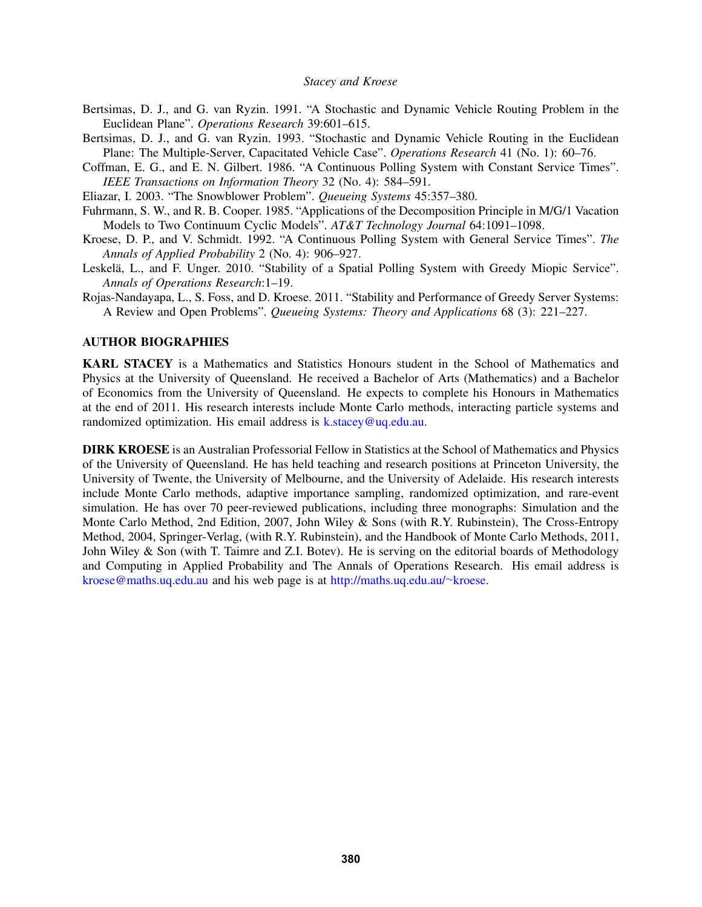Bertsimas, D. J., and G. van Ryzin. 1991. "A Stochastic and Dynamic Vehicle Routing Problem in the Euclidean Plane". *Operations Research* 39:601–615.

Bertsimas, D. J., and G. van Ryzin. 1993. "Stochastic and Dynamic Vehicle Routing in the Euclidean Plane: The Multiple-Server, Capacitated Vehicle Case". *Operations Research* 41 (No. 1): 60–76.

Coffman, E. G., and E. N. Gilbert. 1986. "A Continuous Polling System with Constant Service Times". *IEEE Transactions on Information Theory* 32 (No. 4): 584–591.

Eliazar, I. 2003. "The Snowblower Problem". *Queueing Systems* 45:357–380.

Fuhrmann, S. W., and R. B. Cooper. 1985. "Applications of the Decomposition Principle in M/G/1 Vacation Models to Two Continuum Cyclic Models". *AT&T Technology Journal* 64:1091–1098.

Kroese, D. P., and V. Schmidt. 1992. "A Continuous Polling System with General Service Times". *The Annals of Applied Probability* 2 (No. 4): 906–927.

Leskelä, L., and F. Unger. 2010. "Stability of a Spatial Polling System with Greedy Miopic Service". *Annals of Operations Research*:1–19.

Rojas-Nandayapa, L., S. Foss, and D. Kroese. 2011. "Stability and Performance of Greedy Server Systems: A Review and Open Problems". *Queueing Systems: Theory and Applications* 68 (3): 221–227.

## AUTHOR BIOGRAPHIES

**KARL STACEY** is a Mathematics and Statistics Honours student in the School of Mathematics and Physics at the University of Queensland. He received a Bachelor of Arts (Mathematics) and a Bachelor of Economics from the University of Queensland. He expects to complete his Honours in Mathematics at the end of 2011. His research interests include Monte Carlo methods, interacting particle systems and randomized optimization. His email address is k.stacey@uq.edu.au.

**DIRK KROESE** is an Australian Professorial Fellow in Statistics at the School of Mathematics and Physics of the University of Queensland. He has held teaching and research positions at Princeton University, the University of Twente, the University of Melbourne, and the University of Adelaide. His research interests include Monte Carlo methods, adaptive importance sampling, randomized optimization, and rare-event simulation. He has over 70 peer-reviewed publications, including three monographs: Simulation and the Monte Carlo Method, 2nd Edition, 2007, John Wiley & Sons (with R.Y. Rubinstein), The Cross-Entropy Method, 2004, Springer-Verlag, (with R.Y. Rubinstein), and the Handbook of Monte Carlo Methods, 2011, John Wiley & Son (with T. Taimre and Z.I. Botev). He is serving on the editorial boards of Methodology and Computing in Applied Probability and The Annals of Operations Research. His email address is kroese@maths.uq.edu.au and his web page is at http://maths.uq.edu.au/~kroese.